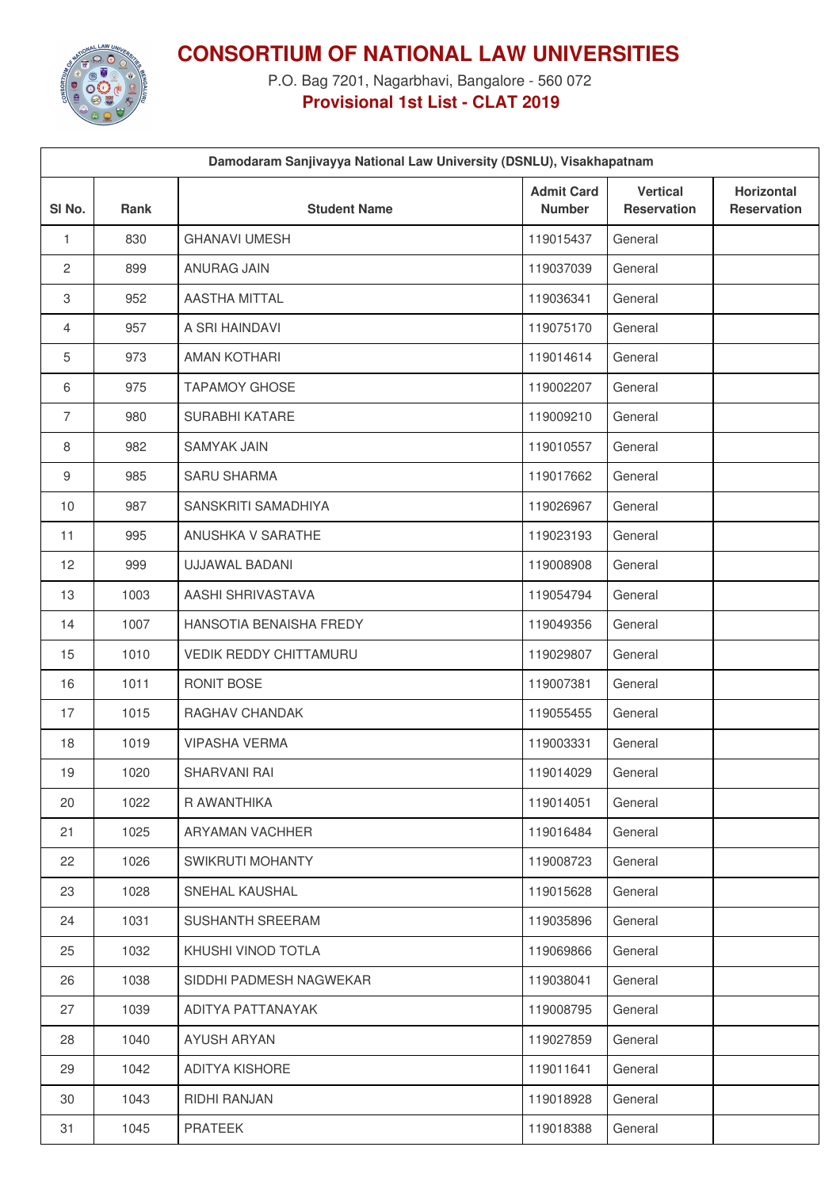# CONSORTIUM OF NATIONAL LAW UNIVERSITIES

P.O. Bag 7201, Nagarbhavi, Bangalore - 560 072

**Provisional 1st List - CLAT 2019**

| Damodaram Sanjivayya National Law University (DSNLU), Visakhapatnam | | | | | |
|---|---|---|---|---|---|
| **Sl No.** | **Rank** | **Student Name** | **Admit Card Number** | **Vertical Reservation** | **Horizontal Reservation** |
| 1 | 830 | GHANAVI UMESH | 119015437 | General | |
| 2 | 899 | ANURAG JAIN | 119037039 | General | |
| 3 | 952 | AASTHA MITTAL | 119036341 | General | |
| 4 | 957 | A SRI HAINDAVI | 119075170 | General | |
| 5 | 973 | AMAN KOTHARI | 119014614 | General | |
| 6 | 975 | TAPAMOY GHOSE | 119002207 | General | |
| 7 | 980 | SURABHI KATARE | 119009210 | General | |
| 8 | 982 | SAMYAK JAIN | 119010557 | General | |
| 9 | 985 | SARU SHARMA | 119017662 | General | |
| 10 | 987 | SANSKRITI SAMADHIYA | 119026967 | General | |
| 11 | 995 | ANUSHKA V SARATHE | 119023193 | General | |
| 12 | 999 | UJJAWAL BADANI | 119008908 | General | |
| 13 | 1003 | AASHI SHRIVASTAVA | 119054794 | General | |
| 14 | 1007 | HANSOTIA BENAISHA FREDY | 119049356 | General | |
| 15 | 1010 | VEDIK REDDY CHITTAMURU | 119029807 | General | |
| 16 | 1011 | RONIT BOSE | 119007381 | General | |
| 17 | 1015 | RAGHAV CHANDAK | 119055455 | General | |
| 18 | 1019 | VIPASHA VERMA | 119003331 | General | |
| 19 | 1020 | SHARVANI RAI | 119014029 | General | |
| 20 | 1022 | R AWANTHIKA | 119014051 | General | |
| 21 | 1025 | ARYAMAN VACHHER | 119016484 | General | |
| 22 | 1026 | SWIKRUTI MOHANTY | 119008723 | General | |
| 23 | 1028 | SNEHAL KAUSHAL | 119015628 | General | |
| 24 | 1031 | SUSHANTH SREERAM | 119035896 | General | |
| 25 | 1032 | KHUSHI VINOD TOTLA | 119069866 | General | |
| 26 | 1038 | SIDDHI PADMESH NAGWEKAR | 119038041 | General | |
| 27 | 1039 | ADITYA PATTANAYAK | 119008795 | General | |
| 28 | 1040 | AYUSH ARYAN | 119027859 | General | |
| 29 | 1042 | ADITYA KISHORE | 119011641 | General | |
| 30 | 1043 | RIDHI RANJAN | 119018928 | General | |
| 31 | 1045 | PRATEEK | 119018388 | General | |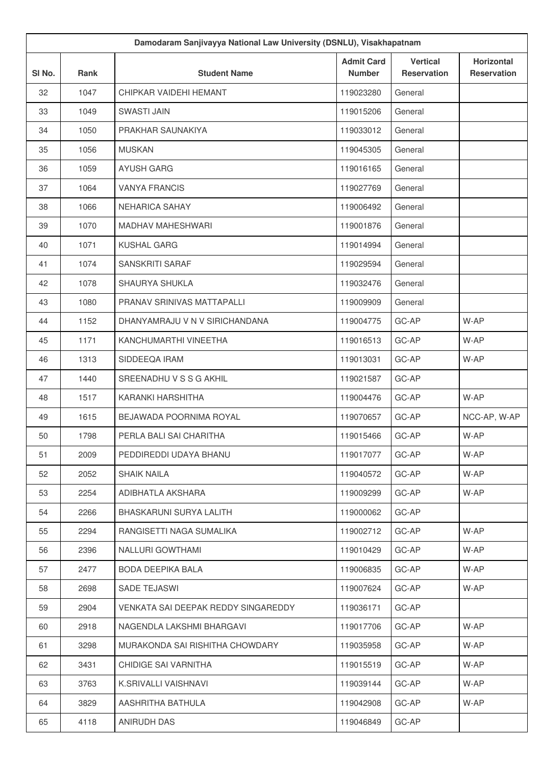| Damodaram Sanjivayya National Law University (DSNLU), Visakhapatnam | | | | | |
|---|---|---|---|---|---|
| Sl No. | Rank | Student Name | Admit Card Number | Vertical Reservation | Horizontal Reservation |
| 32 | 1047 | CHIPKAR VAIDEHI HEMANT | 119023280 | General | |
| 33 | 1049 | SWASTI JAIN | 119015206 | General | |
| 34 | 1050 | PRAKHAR SAUNAKIYA | 119033012 | General | |
| 35 | 1056 | MUSKAN | 119045305 | General | |
| 36 | 1059 | AYUSH GARG | 119016165 | General | |
| 37 | 1064 | VANYA FRANCIS | 119027769 | General | |
| 38 | 1066 | NEHARICA SAHAY | 119006492 | General | |
| 39 | 1070 | MADHAV MAHESHWARI | 119001876 | General | |
| 40 | 1071 | KUSHAL GARG | 119014994 | General | |
| 41 | 1074 | SANSKRITI SARAF | 119029594 | General | |
| 42 | 1078 | SHAURYA SHUKLA | 119032476 | General | |
| 43 | 1080 | PRANAV SRINIVAS MATTAPALLI | 119009909 | General | |
| 44 | 1152 | DHANYAMRAJU V N V SIRICHANDANA | 119004775 | GC-AP | W-AP |
| 45 | 1171 | KANCHUMARTHI VINEETHA | 119016513 | GC-AP | W-AP |
| 46 | 1313 | SIDDEEQA IRAM | 119013031 | GC-AP | W-AP |
| 47 | 1440 | SREENADHU V S S G AKHIL | 119021587 | GC-AP | |
| 48 | 1517 | KARANKI HARSHITHA | 119004476 | GC-AP | W-AP |
| 49 | 1615 | BEJAWADA POORNIMA ROYAL | 119070657 | GC-AP | NCC-AP, W-AP |
| 50 | 1798 | PERLA BALI SAI CHARITHA | 119015466 | GC-AP | W-AP |
| 51 | 2009 | PEDDIREDDI UDAYA BHANU | 119017077 | GC-AP | W-AP |
| 52 | 2052 | SHAIK NAILA | 119040572 | GC-AP | W-AP |
| 53 | 2254 | ADIBHATLA AKSHARA | 119009299 | GC-AP | W-AP |
| 54 | 2266 | BHASKARUNI SURYA LALITH | 119000062 | GC-AP | |
| 55 | 2294 | RANGISETTI NAGA SUMALIKA | 119002712 | GC-AP | W-AP |
| 56 | 2396 | NALLURI GOWTHAMI | 119010429 | GC-AP | W-AP |
| 57 | 2477 | BODA DEEPIKA BALA | 119006835 | GC-AP | W-AP |
| 58 | 2698 | SADE TEJASWI | 119007624 | GC-AP | W-AP |
| 59 | 2904 | VENKATA SAI DEEPAK REDDY SINGAREDDY | 119036171 | GC-AP | |
| 60 | 2918 | NAGENDLA LAKSHMI BHARGAVI | 119017706 | GC-AP | W-AP |
| 61 | 3298 | MURAKONDA SAI RISHITHA CHOWDARY | 119035958 | GC-AP | W-AP |
| 62 | 3431 | CHIDIGE SAI VARNITHA | 119015519 | GC-AP | W-AP |
| 63 | 3763 | K.SRIVALLI VAISHNAVI | 119039144 | GC-AP | W-AP |
| 64 | 3829 | AASHRITHA BATHULA | 119042908 | GC-AP | W-AP |
| 65 | 4118 | ANIRUDH DAS | 119046849 | GC-AP | |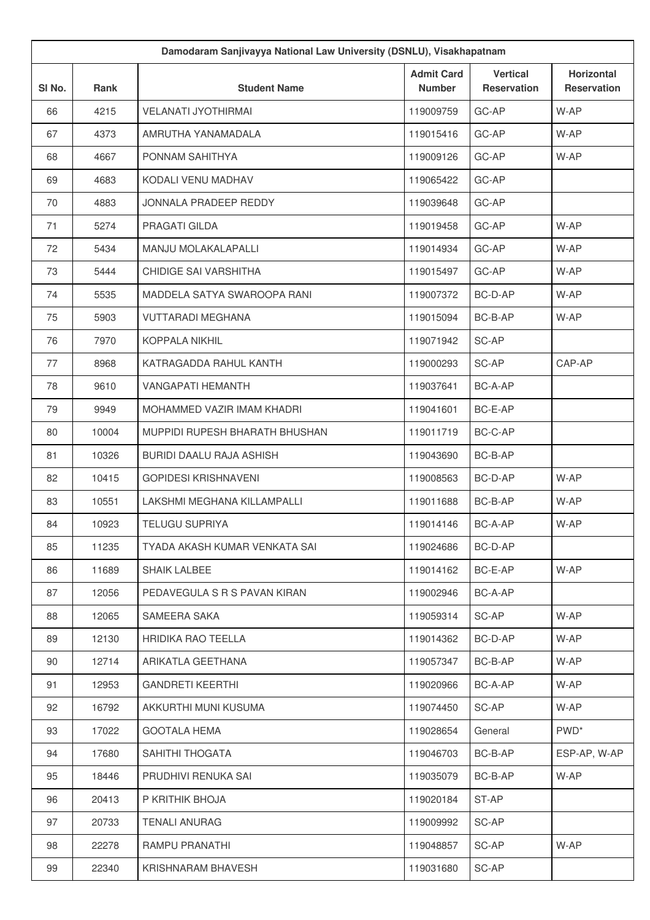| Damodaram Sanjivayya National Law University (DSNLU), Visakhapatnam | | | | | |
|---|---|---|---|---|---|
| Sl No. | Rank | Student Name | Admit Card Number | Vertical Reservation | Horizontal Reservation |
| 66 | 4215 | VELANATI JYOTHIRMAI | 119009759 | GC-AP | W-AP |
| 67 | 4373 | AMRUTHA YANAMADALA | 119015416 | GC-AP | W-AP |
| 68 | 4667 | PONNAM SAHITHYA | 119009126 | GC-AP | W-AP |
| 69 | 4683 | KODALI VENU MADHAV | 119065422 | GC-AP | |
| 70 | 4883 | JONNALA PRADEEP REDDY | 119039648 | GC-AP | |
| 71 | 5274 | PRAGATI GILDA | 119019458 | GC-AP | W-AP |
| 72 | 5434 | MANJU MOLAKALAPALLI | 119014934 | GC-AP | W-AP |
| 73 | 5444 | CHIDIGE SAI VARSHITHA | 119015497 | GC-AP | W-AP |
| 74 | 5535 | MADDELA SATYA SWAROOPA RANI | 119007372 | BC-D-AP | W-AP |
| 75 | 5903 | VUTTARADI MEGHANA | 119015094 | BC-B-AP | W-AP |
| 76 | 7970 | KOPPALA NIKHIL | 119071942 | SC-AP | |
| 77 | 8968 | KATRAGADDA RAHUL KANTH | 119000293 | SC-AP | CAP-AP |
| 78 | 9610 | VANGAPATI HEMANTH | 119037641 | BC-A-AP | |
| 79 | 9949 | MOHAMMED VAZIR IMAM KHADRI | 119041601 | BC-E-AP | |
| 80 | 10004 | MUPPIDI RUPESH BHARATH BHUSHAN | 119011719 | BC-C-AP | |
| 81 | 10326 | BURIDI DAALU RAJA ASHISH | 119043690 | BC-B-AP | |
| 82 | 10415 | GOPIDESI KRISHNAVENI | 119008563 | BC-D-AP | W-AP |
| 83 | 10551 | LAKSHMI MEGHANA KILLAMPALLI | 119011688 | BC-B-AP | W-AP |
| 84 | 10923 | TELUGU SUPRIYA | 119014146 | BC-A-AP | W-AP |
| 85 | 11235 | TYADA AKASH KUMAR VENKATA SAI | 119024686 | BC-D-AP | |
| 86 | 11689 | SHAIK LALBEE | 119014162 | BC-E-AP | W-AP |
| 87 | 12056 | PEDAVEGULA S R S PAVAN KIRAN | 119002946 | BC-A-AP | |
| 88 | 12065 | SAMEERA SAKA | 119059314 | SC-AP | W-AP |
| 89 | 12130 | HRIDIKA RAO TEELLA | 119014362 | BC-D-AP | W-AP |
| 90 | 12714 | ARIKATLA GEETHANA | 119057347 | BC-B-AP | W-AP |
| 91 | 12953 | GANDRETI KEERTHI | 119020966 | BC-A-AP | W-AP |
| 92 | 16792 | AKKURTHI MUNI KUSUMA | 119074450 | SC-AP | W-AP |
| 93 | 17022 | GOOTALA HEMA | 119028654 | General | PWD* |
| 94 | 17680 | SAHITHI THOGATA | 119046703 | BC-B-AP | ESP-AP, W-AP |
| 95 | 18446 | PRUDHIVI RENUKA SAI | 119035079 | BC-B-AP | W-AP |
| 96 | 20413 | P KRITHIK BHOJA | 119020184 | ST-AP | |
| 97 | 20733 | TENALI ANURAG | 119009992 | SC-AP | |
| 98 | 22278 | RAMPU PRANATHI | 119048857 | SC-AP | W-AP |
| 99 | 22340 | KRISHNARAM BHAVESH | 119031680 | SC-AP | |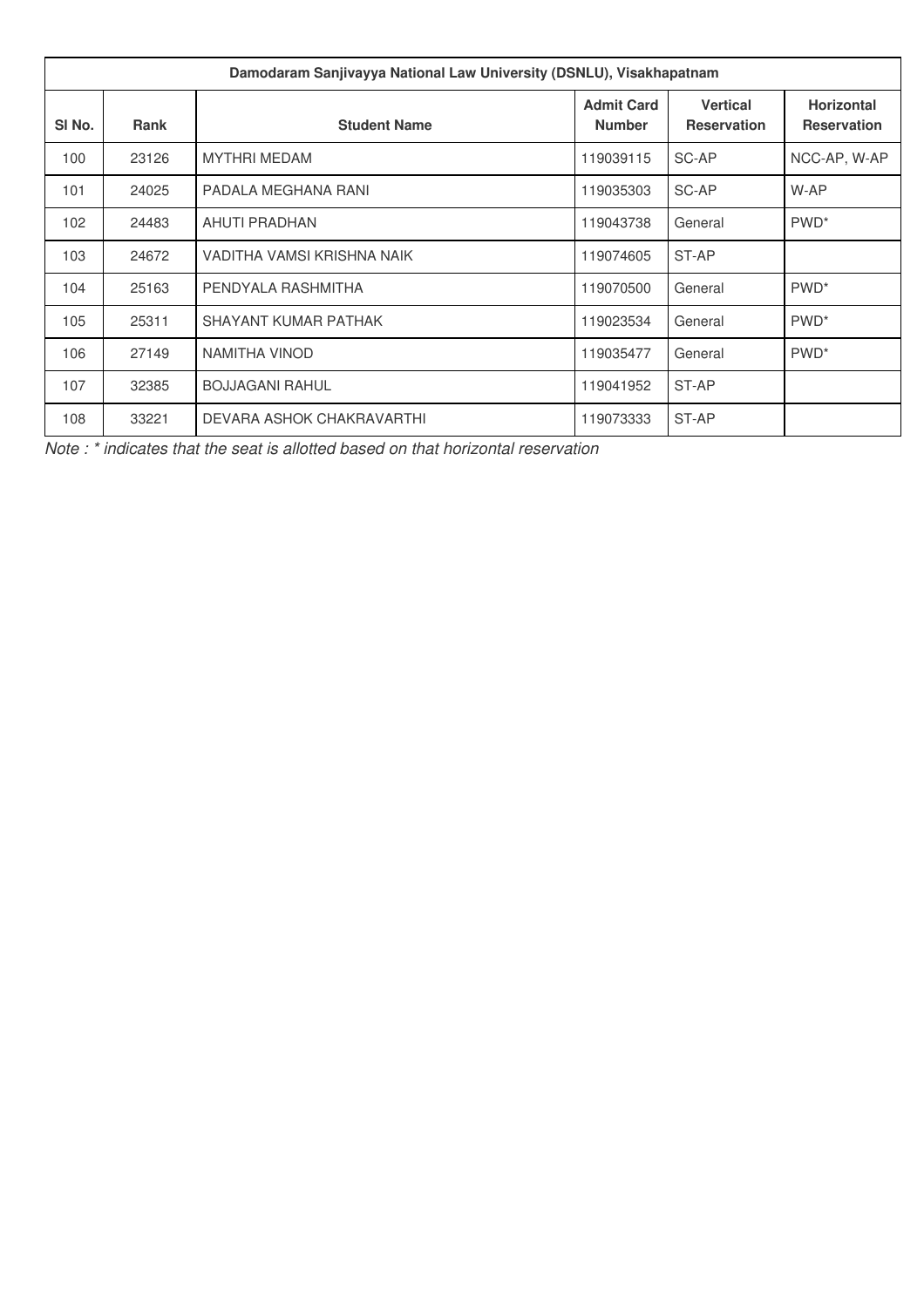| Damodaram Sanjivayya National Law University (DSNLU), Visakhapatnam | | | | | |
|---|---|---|---|---|---|
| Sl No. | Rank | Student Name | Admit Card Number | Vertical Reservation | Horizontal Reservation |
| 100 | 23126 | MYTHRI MEDAM | 119039115 | SC-AP | NCC-AP, W-AP |
| 101 | 24025 | PADALA MEGHANA RANI | 119035303 | SC-AP | W-AP |
| 102 | 24483 | AHUTI PRADHAN | 119043738 | General | PWD* |
| 103 | 24672 | VADITHA VAMSI KRISHNA NAIK | 119074605 | ST-AP | |
| 104 | 25163 | PENDYALA RASHMITHA | 119070500 | General | PWD* |
| 105 | 25311 | SHAYANT KUMAR PATHAK | 119023534 | General | PWD* |
| 106 | 27149 | NAMITHA VINOD | 119035477 | General | PWD* |
| 107 | 32385 | BOJJAGANI RAHUL | 119041952 | ST-AP | |
| 108 | 33221 | DEVARA ASHOK CHAKRAVARTHI | 119073333 | ST-AP | |

*Note : * indicates that the seat is allotted based on that horizontal reservation*